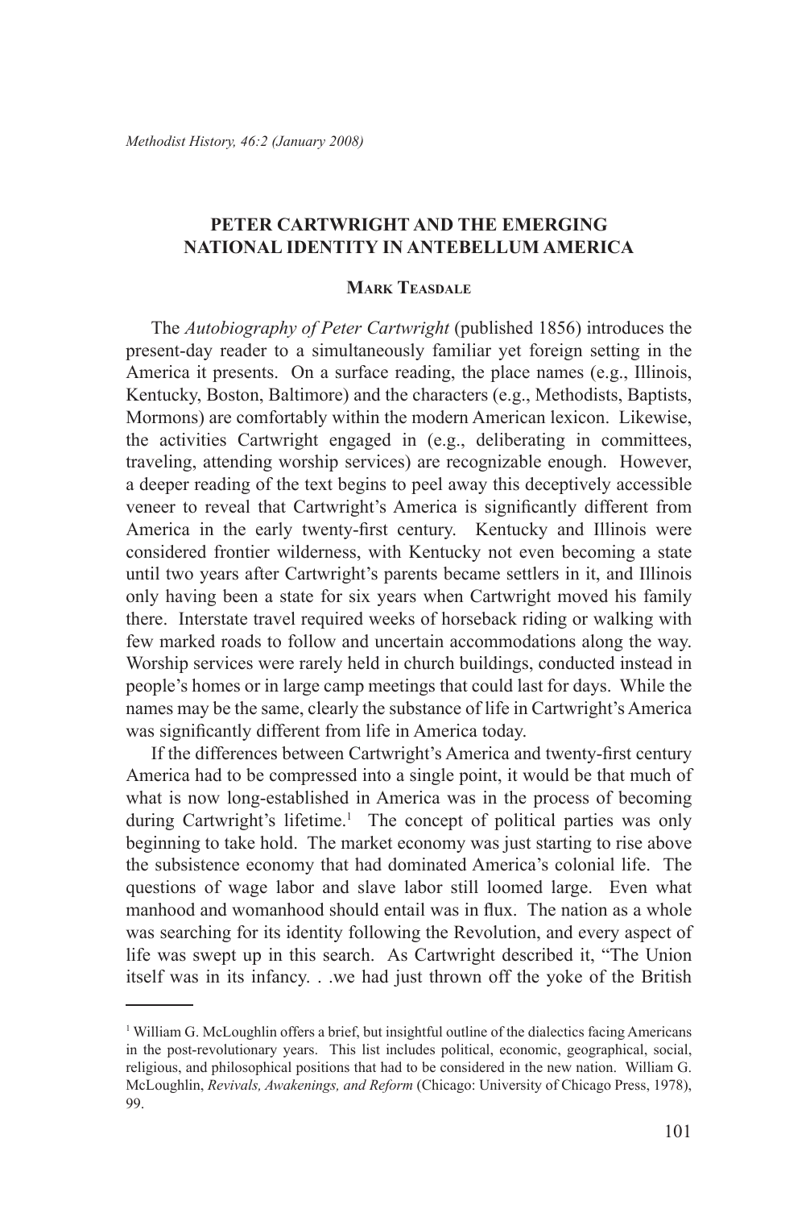# PETER CARTWRIGHT AND THE EMERGING NATIONAL IDENTITY IN ANTEBELLUM AMERICA

## Mark Teasdale

The *Autobiography of Peter Cartwright* (published 1856) introduces the present-day reader to a simultaneously familiar yet foreign setting in the America it presents. On a surface reading, the place names (e.g., Illinois, Kentucky, Boston, Baltimore) and the characters (e.g., Methodists, Baptists, Mormons) are comfortably within the modern American lexicon. Likewise, the activities Cartwright engaged in (e.g., deliberating in committees, traveling, attending worship services) are recognizable enough. However, a deeper reading of the text begins to peel away this deceptively accessible veneer to reveal that Cartwright's America is significantly different from America in the early twenty-first century. Kentucky and Illinois were considered frontier wilderness, with Kentucky not even becoming a state until two years after Cartwright's parents became settlers in it, and Illinois only having been a state for six years when Cartwright moved his family there. Interstate travel required weeks of horseback riding or walking with few marked roads to follow and uncertain accommodations along the way. Worship services were rarely held in church buildings, conducted instead in people's homes or in large camp meetings that could last for days. While the names may be the same, clearly the substance of life in Cartwright's America was significantly different from life in America today.

If the differences between Cartwright's America and twenty-first century America had to be compressed into a single point, it would be that much of what is now long-established in America was in the process of becoming during Cartwright's lifetime.[1] The concept of political parties was only beginning to take hold. The market economy was just starting to rise above the subsistence economy that had dominated America's colonial life. The questions of wage labor and slave labor still loomed large. Even what manhood and womanhood should entail was in flux. The nation as a whole was searching for its identity following the Revolution, and every aspect of life was swept up in this search. As Cartwright described it, "The Union itself was in its infancy. . .we had just thrown off the yoke of the British

---

[1] William G. McLoughlin offers a brief, but insightful outline of the dialectics facing Americans in the post-revolutionary years. This list includes political, economic, geographical, social, religious, and philosophical positions that had to be considered in the new nation. William G. McLoughlin, *Revivals, Awakenings, and Reform* (Chicago: University of Chicago Press, 1978), 99.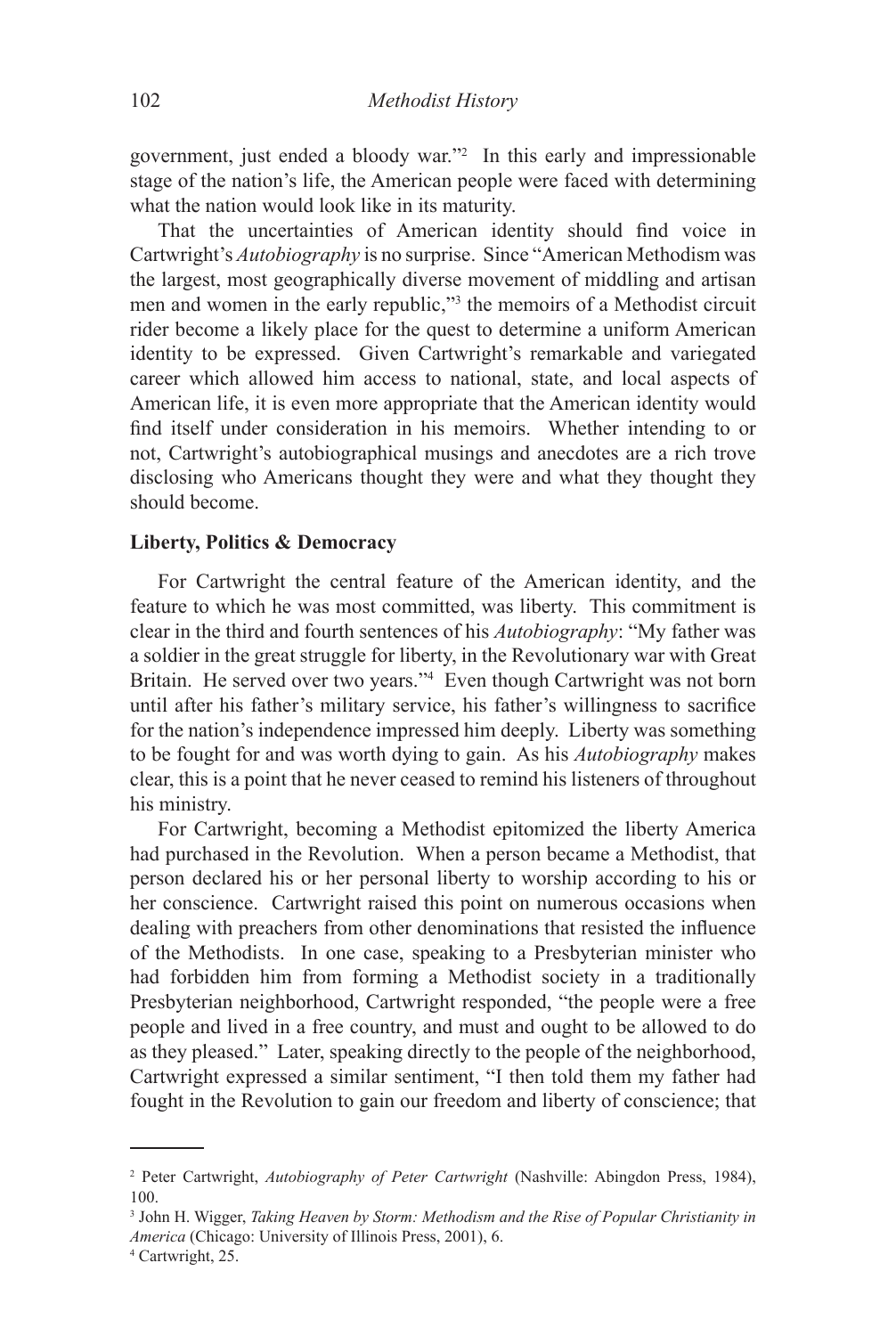government, just ended a bloody war."[2] In this early and impressionable stage of the nation's life, the American people were faced with determining what the nation would look like in its maturity.

That the uncertainties of American identity should find voice in Cartwright's *Autobiography* is no surprise. Since "American Methodism was the largest, most geographically diverse movement of middling and artisan men and women in the early republic,"[3] the memoirs of a Methodist circuit rider become a likely place for the quest to determine a uniform American identity to be expressed. Given Cartwright's remarkable and variegated career which allowed him access to national, state, and local aspects of American life, it is even more appropriate that the American identity would find itself under consideration in his memoirs. Whether intending to or not, Cartwright's autobiographical musings and anecdotes are a rich trove disclosing who Americans thought they were and what they thought they should become.

**Liberty, Politics & Democracy**

For Cartwright the central feature of the American identity, and the feature to which he was most committed, was liberty. This commitment is clear in the third and fourth sentences of his *Autobiography*: "My father was a soldier in the great struggle for liberty, in the Revolutionary war with Great Britain. He served over two years."[4] Even though Cartwright was not born until after his father's military service, his father's willingness to sacrifice for the nation's independence impressed him deeply. Liberty was something to be fought for and was worth dying to gain. As his *Autobiography* makes clear, this is a point that he never ceased to remind his listeners of throughout his ministry.

For Cartwright, becoming a Methodist epitomized the liberty America had purchased in the Revolution. When a person became a Methodist, that person declared his or her personal liberty to worship according to his or her conscience. Cartwright raised this point on numerous occasions when dealing with preachers from other denominations that resisted the influence of the Methodists. In one case, speaking to a Presbyterian minister who had forbidden him from forming a Methodist society in a traditionally Presbyterian neighborhood, Cartwright responded, "the people were a free people and lived in a free country, and must and ought to be allowed to do as they pleased." Later, speaking directly to the people of the neighborhood, Cartwright expressed a similar sentiment, "I then told them my father had fought in the Revolution to gain our freedom and liberty of conscience; that

---

[2] Peter Cartwright, *Autobiography of Peter Cartwright* (Nashville: Abingdon Press, 1984), 100.

[3] John H. Wigger, *Taking Heaven by Storm: Methodism and the Rise of Popular Christianity in America* (Chicago: University of Illinois Press, 2001), 6.

[4] Cartwright, 25.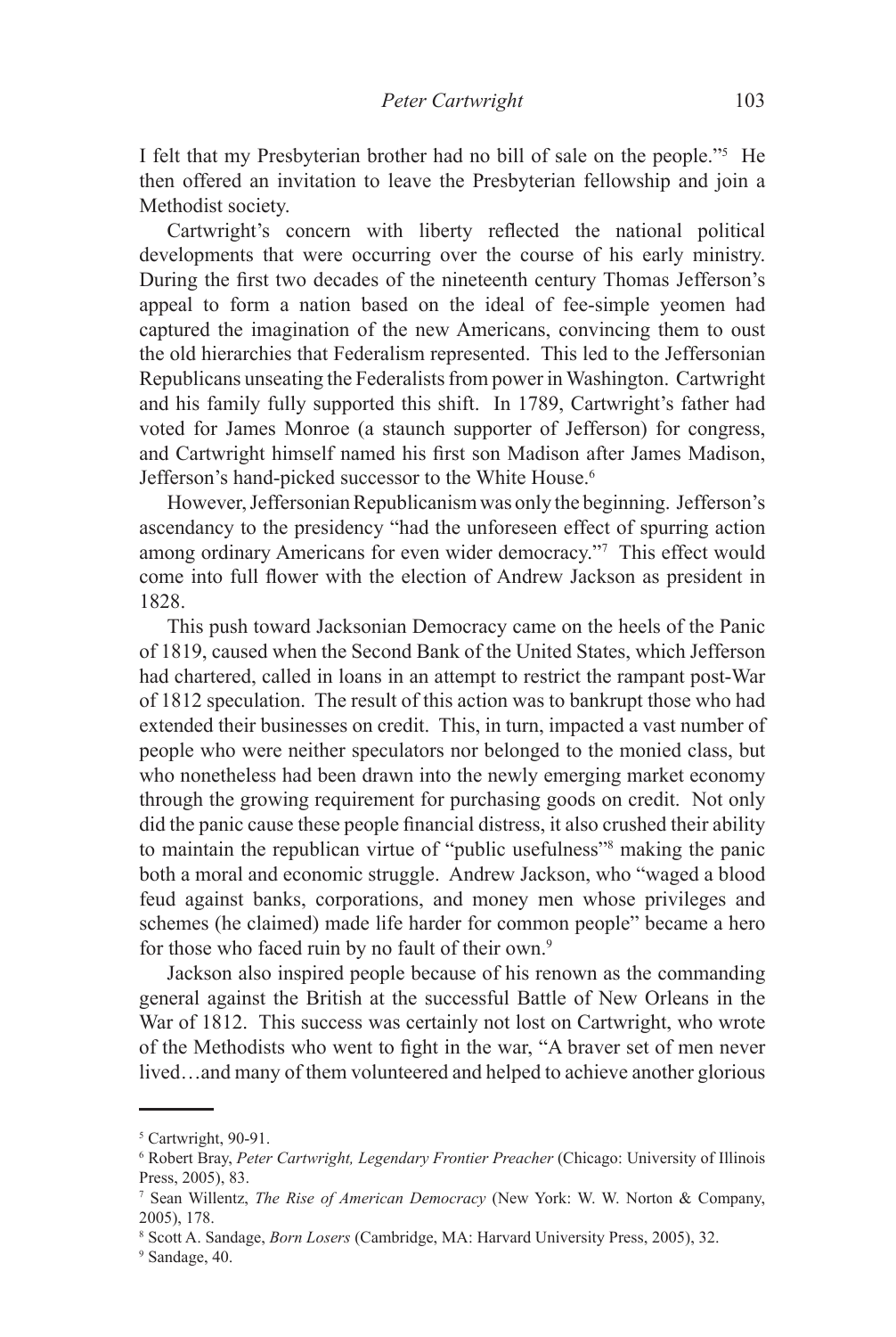I felt that my Presbyterian brother had no bill of sale on the people."[5] He then offered an invitation to leave the Presbyterian fellowship and join a Methodist society.

Cartwright's concern with liberty reflected the national political developments that were occurring over the course of his early ministry. During the first two decades of the nineteenth century Thomas Jefferson's appeal to form a nation based on the ideal of fee-simple yeomen had captured the imagination of the new Americans, convincing them to oust the old hierarchies that Federalism represented. This led to the Jeffersonian Republicans unseating the Federalists from power in Washington. Cartwright and his family fully supported this shift. In 1789, Cartwright's father had voted for James Monroe (a staunch supporter of Jefferson) for congress, and Cartwright himself named his first son Madison after James Madison, Jefferson's hand-picked successor to the White House.[6]

However, Jeffersonian Republicanism was only the beginning. Jefferson's ascendancy to the presidency "had the unforeseen effect of spurring action among ordinary Americans for even wider democracy."[7] This effect would come into full flower with the election of Andrew Jackson as president in 1828.

This push toward Jacksonian Democracy came on the heels of the Panic of 1819, caused when the Second Bank of the United States, which Jefferson had chartered, called in loans in an attempt to restrict the rampant post-War of 1812 speculation. The result of this action was to bankrupt those who had extended their businesses on credit. This, in turn, impacted a vast number of people who were neither speculators nor belonged to the monied class, but who nonetheless had been drawn into the newly emerging market economy through the growing requirement for purchasing goods on credit. Not only did the panic cause these people financial distress, it also crushed their ability to maintain the republican virtue of "public usefulness"[8] making the panic both a moral and economic struggle. Andrew Jackson, who "waged a blood feud against banks, corporations, and money men whose privileges and schemes (he claimed) made life harder for common people" became a hero for those who faced ruin by no fault of their own.[9]

Jackson also inspired people because of his renown as the commanding general against the British at the successful Battle of New Orleans in the War of 1812. This success was certainly not lost on Cartwright, who wrote of the Methodists who went to fight in the war, "A braver set of men never lived…and many of them volunteered and helped to achieve another glorious

---

[5] Cartwright, 90-91.

[6] Robert Bray, *Peter Cartwright, Legendary Frontier Preacher* (Chicago: University of Illinois Press, 2005), 83.

[7] Sean Willentz, *The Rise of American Democracy* (New York: W. W. Norton & Company, 2005), 178.

[8] Scott A. Sandage, *Born Losers* (Cambridge, MA: Harvard University Press, 2005), 32.

[9] Sandage, 40.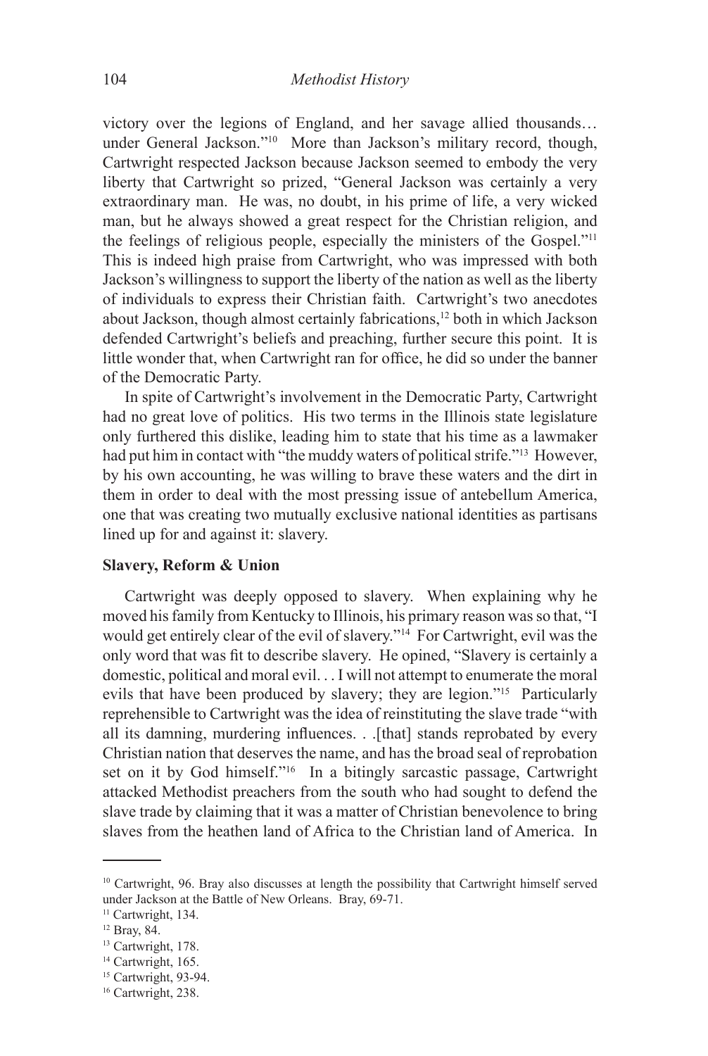victory over the legions of England, and her savage allied thousands… under General Jackson."[10] More than Jackson's military record, though, Cartwright respected Jackson because Jackson seemed to embody the very liberty that Cartwright so prized, "General Jackson was certainly a very extraordinary man. He was, no doubt, in his prime of life, a very wicked man, but he always showed a great respect for the Christian religion, and the feelings of religious people, especially the ministers of the Gospel."[11] This is indeed high praise from Cartwright, who was impressed with both Jackson's willingness to support the liberty of the nation as well as the liberty of individuals to express their Christian faith. Cartwright's two anecdotes about Jackson, though almost certainly fabrications,[12] both in which Jackson defended Cartwright's beliefs and preaching, further secure this point. It is little wonder that, when Cartwright ran for office, he did so under the banner of the Democratic Party.

In spite of Cartwright's involvement in the Democratic Party, Cartwright had no great love of politics. His two terms in the Illinois state legislature only furthered this dislike, leading him to state that his time as a lawmaker had put him in contact with "the muddy waters of political strife."[13] However, by his own accounting, he was willing to brave these waters and the dirt in them in order to deal with the most pressing issue of antebellum America, one that was creating two mutually exclusive national identities as partisans lined up for and against it: slavery.

**Slavery, Reform & Union**

Cartwright was deeply opposed to slavery. When explaining why he moved his family from Kentucky to Illinois, his primary reason was so that, "I would get entirely clear of the evil of slavery."[14] For Cartwright, evil was the only word that was fit to describe slavery. He opined, "Slavery is certainly a domestic, political and moral evil. . . I will not attempt to enumerate the moral evils that have been produced by slavery; they are legion."[15] Particularly reprehensible to Cartwright was the idea of reinstituting the slave trade "with all its damning, murdering influences. . .[that] stands reprobated by every Christian nation that deserves the name, and has the broad seal of reprobation set on it by God himself."[16] In a bitingly sarcastic passage, Cartwright attacked Methodist preachers from the south who had sought to defend the slave trade by claiming that it was a matter of Christian benevolence to bring slaves from the heathen land of Africa to the Christian land of America. In

---

[10] Cartwright, 96. Bray also discusses at length the possibility that Cartwright himself served under Jackson at the Battle of New Orleans. Bray, 69-71.

[11] Cartwright, 134.

[12] Bray, 84.

[13] Cartwright, 178.

[14] Cartwright, 165.

[15] Cartwright, 93-94.

[16] Cartwright, 238.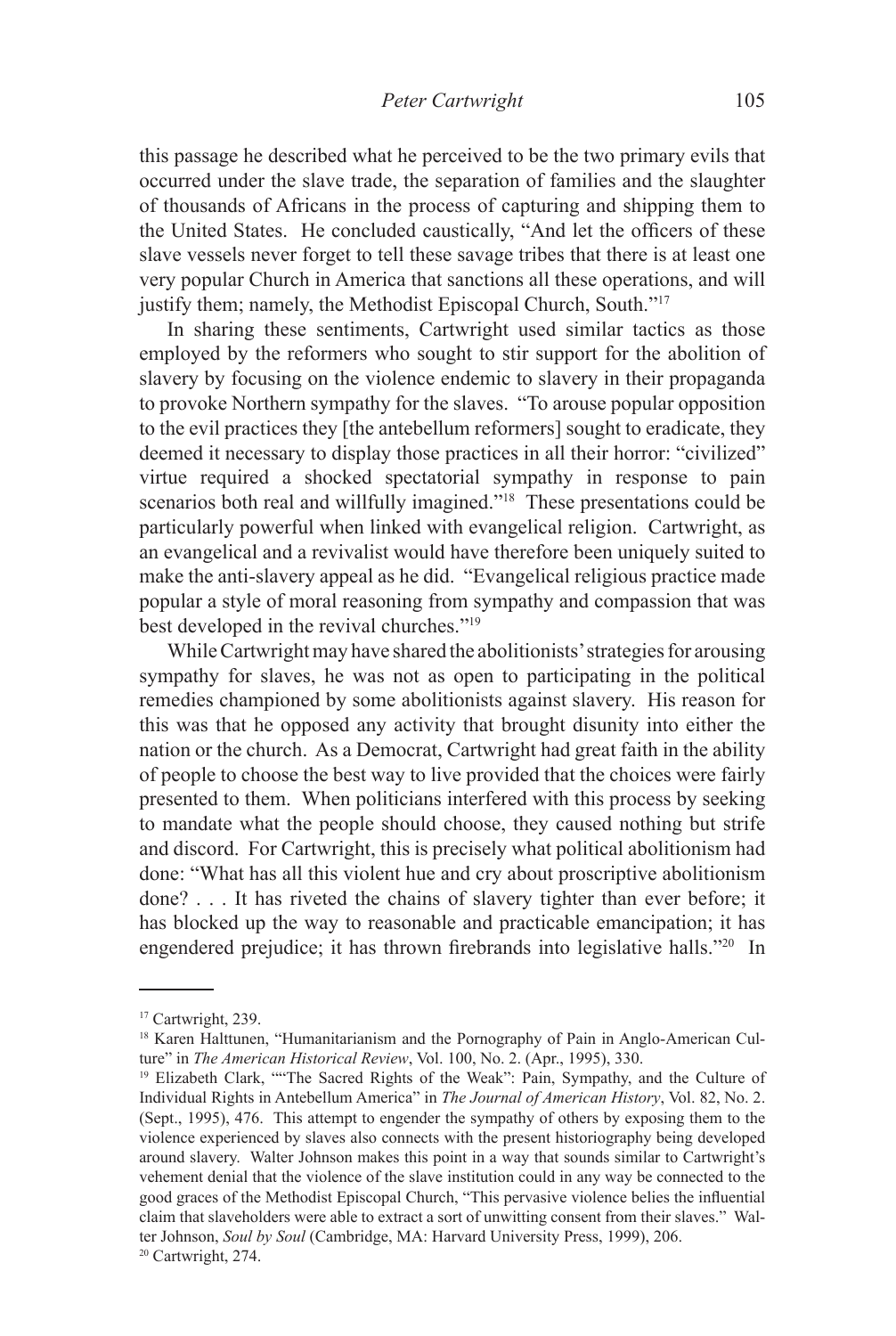this passage he described what he perceived to be the two primary evils that occurred under the slave trade, the separation of families and the slaughter of thousands of Africans in the process of capturing and shipping them to the United States. He concluded caustically, "And let the officers of these slave vessels never forget to tell these savage tribes that there is at least one very popular Church in America that sanctions all these operations, and will justify them; namely, the Methodist Episcopal Church, South."[17]

In sharing these sentiments, Cartwright used similar tactics as those employed by the reformers who sought to stir support for the abolition of slavery by focusing on the violence endemic to slavery in their propaganda to provoke Northern sympathy for the slaves. "To arouse popular opposition to the evil practices they [the antebellum reformers] sought to eradicate, they deemed it necessary to display those practices in all their horror: "civilized" virtue required a shocked spectatorial sympathy in response to pain scenarios both real and willfully imagined."[18] These presentations could be particularly powerful when linked with evangelical religion. Cartwright, as an evangelical and a revivalist would have therefore been uniquely suited to make the anti-slavery appeal as he did. "Evangelical religious practice made popular a style of moral reasoning from sympathy and compassion that was best developed in the revival churches."[19]

While Cartwright may have shared the abolitionists' strategies for arousing sympathy for slaves, he was not as open to participating in the political remedies championed by some abolitionists against slavery. His reason for this was that he opposed any activity that brought disunity into either the nation or the church. As a Democrat, Cartwright had great faith in the ability of people to choose the best way to live provided that the choices were fairly presented to them. When politicians interfered with this process by seeking to mandate what the people should choose, they caused nothing but strife and discord. For Cartwright, this is precisely what political abolitionism had done: "What has all this violent hue and cry about proscriptive abolitionism done? . . . It has riveted the chains of slavery tighter than ever before; it has blocked up the way to reasonable and practicable emancipation; it has engendered prejudice; it has thrown firebrands into legislative halls."[20] In

---

[17] Cartwright, 239.

[18] Karen Halttunen, "Humanitarianism and the Pornography of Pain in Anglo-American Culture" in *The American Historical Review*, Vol. 100, No. 2. (Apr., 1995), 330.

[19] Elizabeth Clark, ""The Sacred Rights of the Weak": Pain, Sympathy, and the Culture of Individual Rights in Antebellum America" in *The Journal of American History*, Vol. 82, No. 2. (Sept., 1995), 476. This attempt to engender the sympathy of others by exposing them to the violence experienced by slaves also connects with the present historiography being developed around slavery. Walter Johnson makes this point in a way that sounds similar to Cartwright's vehement denial that the violence of the slave institution could in any way be connected to the good graces of the Methodist Episcopal Church, "This pervasive violence belies the influential claim that slaveholders were able to extract a sort of unwitting consent from their slaves." Walter Johnson, *Soul by Soul* (Cambridge, MA: Harvard University Press, 1999), 206.

[20] Cartwright, 274.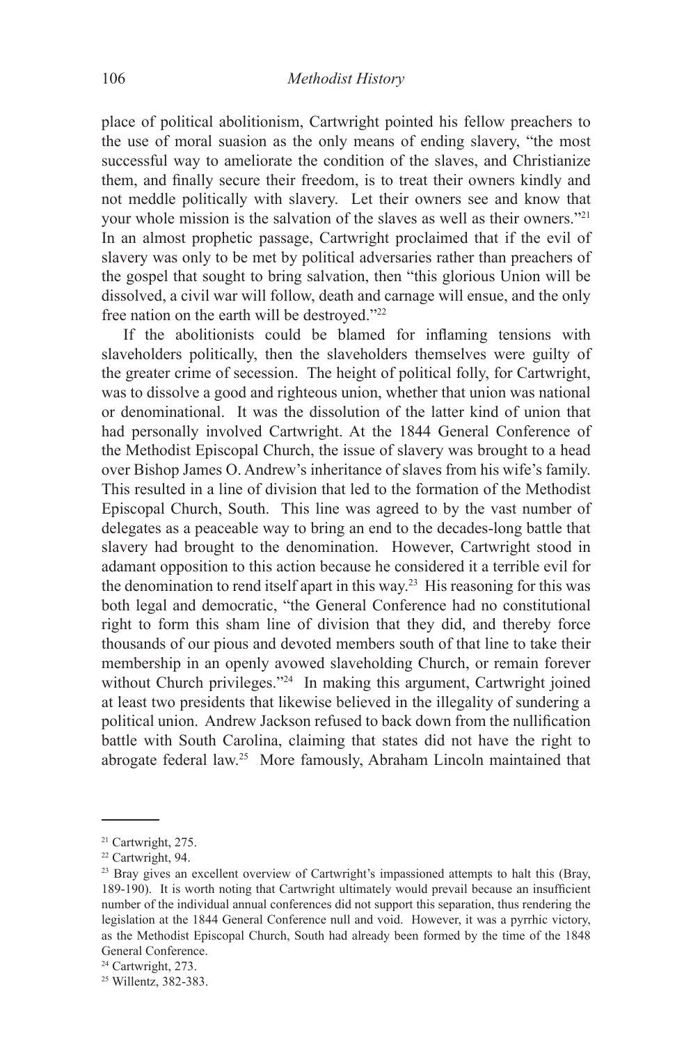place of political abolitionism, Cartwright pointed his fellow preachers to the use of moral suasion as the only means of ending slavery, "the most successful way to ameliorate the condition of the slaves, and Christianize them, and finally secure their freedom, is to treat their owners kindly and not meddle politically with slavery. Let their owners see and know that your whole mission is the salvation of the slaves as well as their owners."[21] In an almost prophetic passage, Cartwright proclaimed that if the evil of slavery was only to be met by political adversaries rather than preachers of the gospel that sought to bring salvation, then "this glorious Union will be dissolved, a civil war will follow, death and carnage will ensue, and the only free nation on the earth will be destroyed."[22]

If the abolitionists could be blamed for inflaming tensions with slaveholders politically, then the slaveholders themselves were guilty of the greater crime of secession. The height of political folly, for Cartwright, was to dissolve a good and righteous union, whether that union was national or denominational. It was the dissolution of the latter kind of union that had personally involved Cartwright. At the 1844 General Conference of the Methodist Episcopal Church, the issue of slavery was brought to a head over Bishop James O. Andrew's inheritance of slaves from his wife's family. This resulted in a line of division that led to the formation of the Methodist Episcopal Church, South. This line was agreed to by the vast number of delegates as a peaceable way to bring an end to the decades-long battle that slavery had brought to the denomination. However, Cartwright stood in adamant opposition to this action because he considered it a terrible evil for the denomination to rend itself apart in this way.[23] His reasoning for this was both legal and democratic, "the General Conference had no constitutional right to form this sham line of division that they did, and thereby force thousands of our pious and devoted members south of that line to take their membership in an openly avowed slaveholding Church, or remain forever without Church privileges."[24] In making this argument, Cartwright joined at least two presidents that likewise believed in the illegality of sundering a political union. Andrew Jackson refused to back down from the nullification battle with South Carolina, claiming that states did not have the right to abrogate federal law.[25] More famously, Abraham Lincoln maintained that

---

[21] Cartwright, 275.

[22] Cartwright, 94.

[23] Bray gives an excellent overview of Cartwright's impassioned attempts to halt this (Bray, 189-190). It is worth noting that Cartwright ultimately would prevail because an insufficient number of the individual annual conferences did not support this separation, thus rendering the legislation at the 1844 General Conference null and void. However, it was a pyrrhic victory, as the Methodist Episcopal Church, South had already been formed by the time of the 1848 General Conference.

[24] Cartwright, 273.

[25] Willentz, 382-383.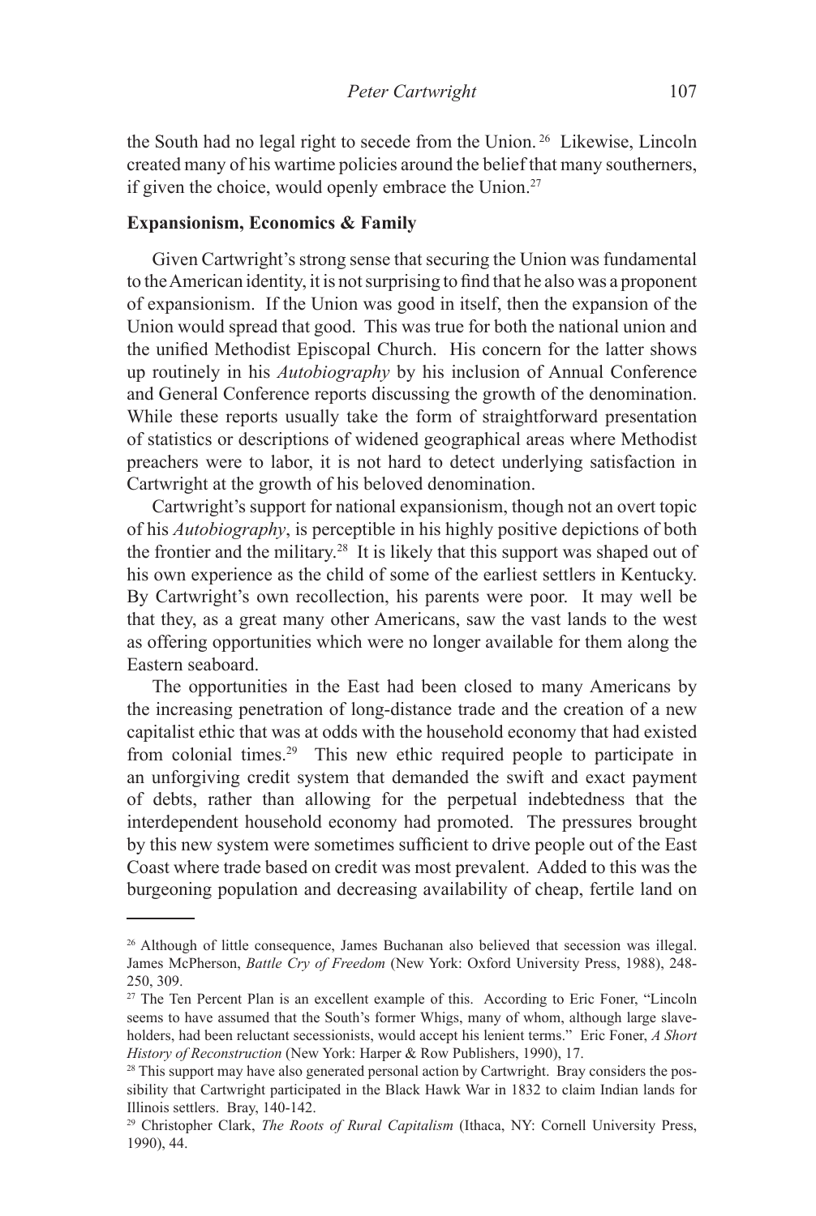the South had no legal right to secede from the Union.[26] Likewise, Lincoln created many of his wartime policies around the belief that many southerners, if given the choice, would openly embrace the Union.[27]

**Expansionism, Economics & Family**

Given Cartwright's strong sense that securing the Union was fundamental to the American identity, it is not surprising to find that he also was a proponent of expansionism. If the Union was good in itself, then the expansion of the Union would spread that good. This was true for both the national union and the unified Methodist Episcopal Church. His concern for the latter shows up routinely in his *Autobiography* by his inclusion of Annual Conference and General Conference reports discussing the growth of the denomination. While these reports usually take the form of straightforward presentation of statistics or descriptions of widened geographical areas where Methodist preachers were to labor, it is not hard to detect underlying satisfaction in Cartwright at the growth of his beloved denomination.

Cartwright's support for national expansionism, though not an overt topic of his *Autobiography*, is perceptible in his highly positive depictions of both the frontier and the military.[28] It is likely that this support was shaped out of his own experience as the child of some of the earliest settlers in Kentucky. By Cartwright's own recollection, his parents were poor. It may well be that they, as a great many other Americans, saw the vast lands to the west as offering opportunities which were no longer available for them along the Eastern seaboard.

The opportunities in the East had been closed to many Americans by the increasing penetration of long-distance trade and the creation of a new capitalist ethic that was at odds with the household economy that had existed from colonial times.[29] This new ethic required people to participate in an unforgiving credit system that demanded the swift and exact payment of debts, rather than allowing for the perpetual indebtedness that the interdependent household economy had promoted. The pressures brought by this new system were sometimes sufficient to drive people out of the East Coast where trade based on credit was most prevalent. Added to this was the burgeoning population and decreasing availability of cheap, fertile land on

---

[26] Although of little consequence, James Buchanan also believed that secession was illegal. James McPherson, *Battle Cry of Freedom* (New York: Oxford University Press, 1988), 248-250, 309.

[27] The Ten Percent Plan is an excellent example of this. According to Eric Foner, "Lincoln seems to have assumed that the South's former Whigs, many of whom, although large slaveholders, had been reluctant secessionists, would accept his lenient terms." Eric Foner, *A Short History of Reconstruction* (New York: Harper & Row Publishers, 1990), 17.

[28] This support may have also generated personal action by Cartwright. Bray considers the possibility that Cartwright participated in the Black Hawk War in 1832 to claim Indian lands for Illinois settlers. Bray, 140-142.

[29] Christopher Clark, *The Roots of Rural Capitalism* (Ithaca, NY: Cornell University Press, 1990), 44.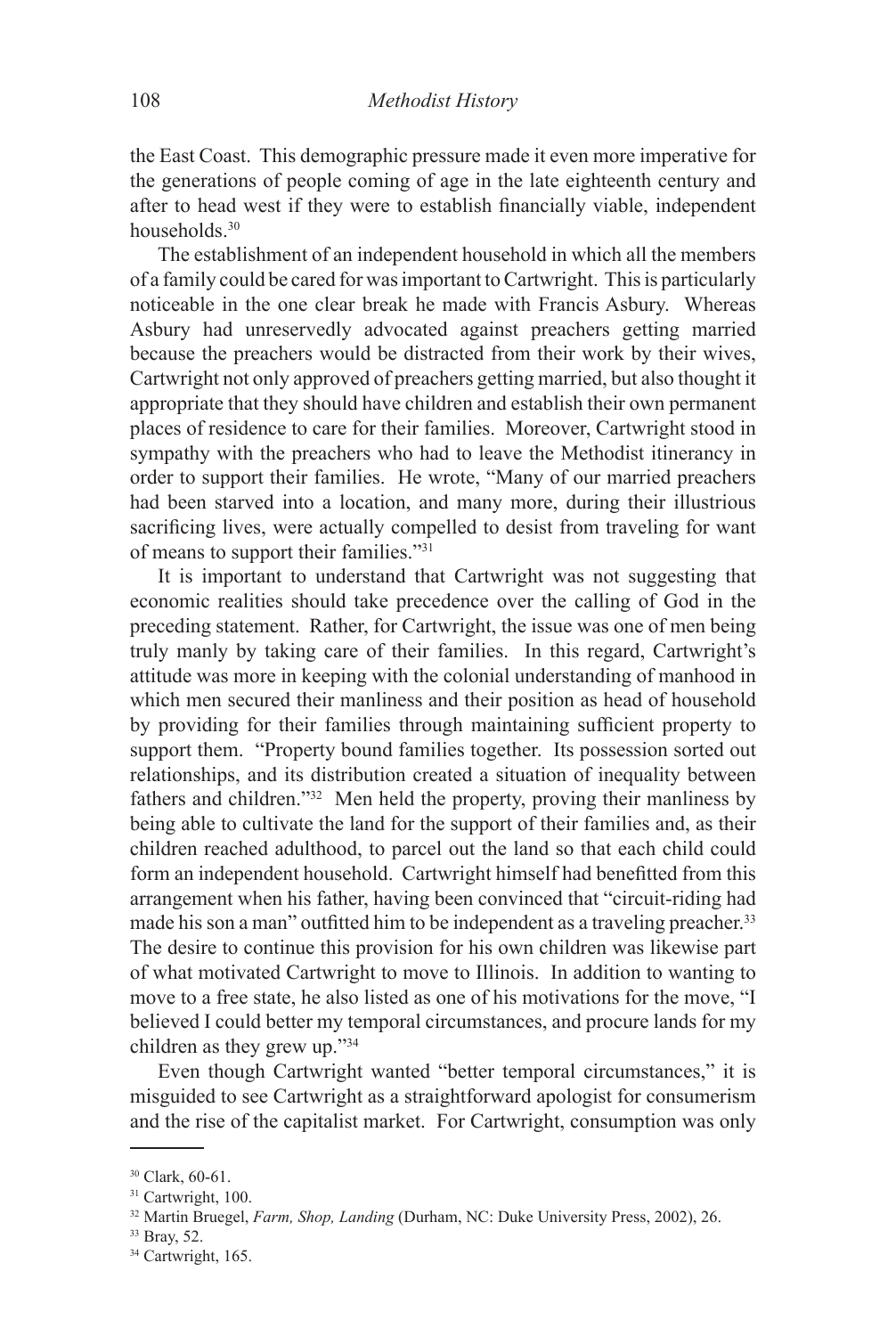the East Coast. This demographic pressure made it even more imperative for the generations of people coming of age in the late eighteenth century and after to head west if they were to establish financially viable, independent households.[30]

The establishment of an independent household in which all the members of a family could be cared for was important to Cartwright. This is particularly noticeable in the one clear break he made with Francis Asbury. Whereas Asbury had unreservedly advocated against preachers getting married because the preachers would be distracted from their work by their wives, Cartwright not only approved of preachers getting married, but also thought it appropriate that they should have children and establish their own permanent places of residence to care for their families. Moreover, Cartwright stood in sympathy with the preachers who had to leave the Methodist itinerancy in order to support their families. He wrote, "Many of our married preachers had been starved into a location, and many more, during their illustrious sacrificing lives, were actually compelled to desist from traveling for want of means to support their families."[31]

It is important to understand that Cartwright was not suggesting that economic realities should take precedence over the calling of God in the preceding statement. Rather, for Cartwright, the issue was one of men being truly manly by taking care of their families. In this regard, Cartwright's attitude was more in keeping with the colonial understanding of manhood in which men secured their manliness and their position as head of household by providing for their families through maintaining sufficient property to support them. "Property bound families together. Its possession sorted out relationships, and its distribution created a situation of inequality between fathers and children."[32] Men held the property, proving their manliness by being able to cultivate the land for the support of their families and, as their children reached adulthood, to parcel out the land so that each child could form an independent household. Cartwright himself had benefitted from this arrangement when his father, having been convinced that "circuit-riding had made his son a man" outfitted him to be independent as a traveling preacher.[33] The desire to continue this provision for his own children was likewise part of what motivated Cartwright to move to Illinois. In addition to wanting to move to a free state, he also listed as one of his motivations for the move, "I believed I could better my temporal circumstances, and procure lands for my children as they grew up."[34]

Even though Cartwright wanted "better temporal circumstances," it is misguided to see Cartwright as a straightforward apologist for consumerism and the rise of the capitalist market. For Cartwright, consumption was only

---

[30] Clark, 60-61.

[31] Cartwright, 100.

[32] Martin Bruegel, *Farm, Shop, Landing* (Durham, NC: Duke University Press, 2002), 26.

[33] Bray, 52.

[34] Cartwright, 165.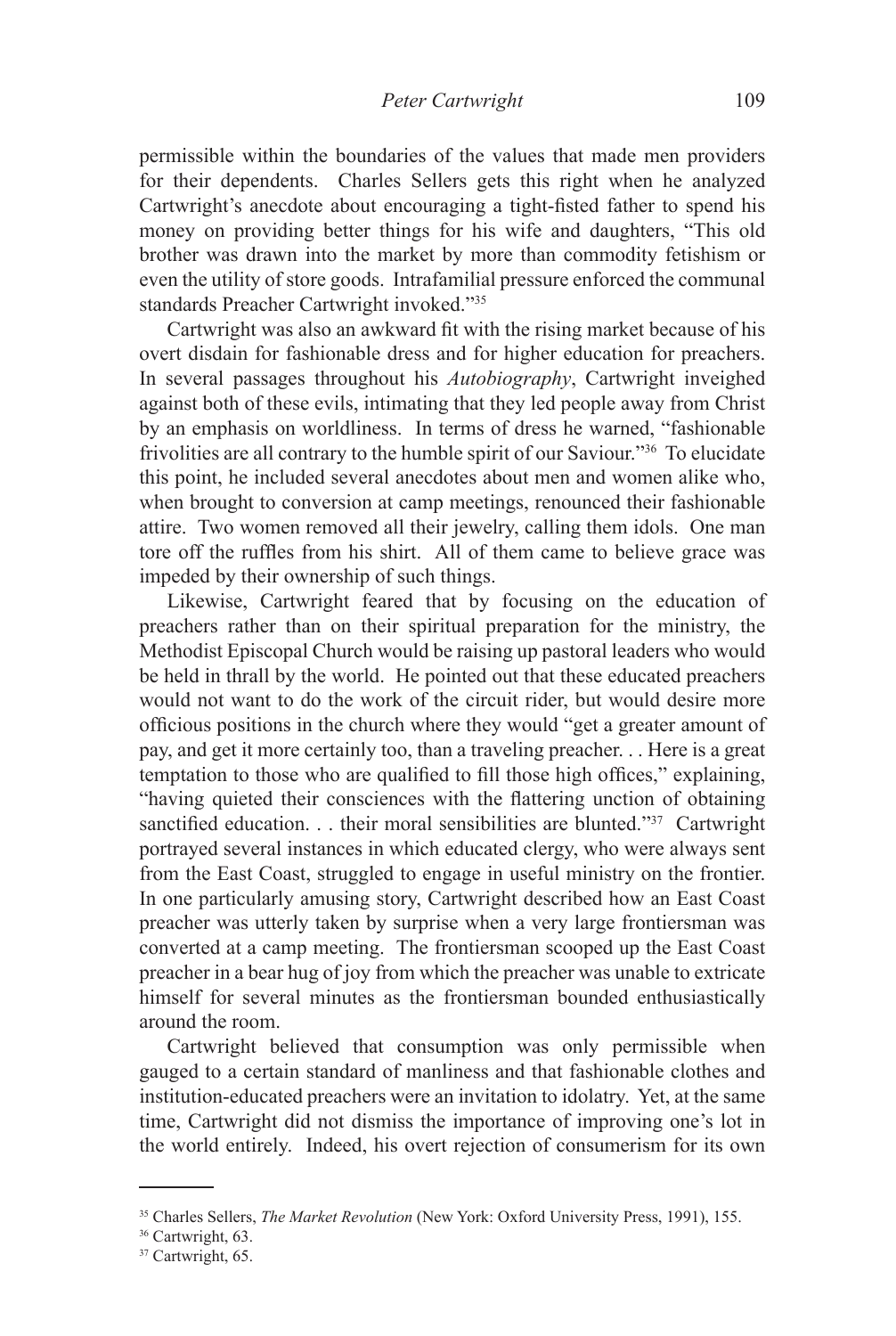permissible within the boundaries of the values that made men providers for their dependents. Charles Sellers gets this right when he analyzed Cartwright's anecdote about encouraging a tight-fisted father to spend his money on providing better things for his wife and daughters, "This old brother was drawn into the market by more than commodity fetishism or even the utility of store goods. Intrafamilial pressure enforced the communal standards Preacher Cartwright invoked."[35]

Cartwright was also an awkward fit with the rising market because of his overt disdain for fashionable dress and for higher education for preachers. In several passages throughout his *Autobiography*, Cartwright inveighed against both of these evils, intimating that they led people away from Christ by an emphasis on worldliness. In terms of dress he warned, "fashionable frivolities are all contrary to the humble spirit of our Saviour."[36] To elucidate this point, he included several anecdotes about men and women alike who, when brought to conversion at camp meetings, renounced their fashionable attire. Two women removed all their jewelry, calling them idols. One man tore off the ruffles from his shirt. All of them came to believe grace was impeded by their ownership of such things.

Likewise, Cartwright feared that by focusing on the education of preachers rather than on their spiritual preparation for the ministry, the Methodist Episcopal Church would be raising up pastoral leaders who would be held in thrall by the world. He pointed out that these educated preachers would not want to do the work of the circuit rider, but would desire more officious positions in the church where they would "get a greater amount of pay, and get it more certainly too, than a traveling preacher. . . Here is a great temptation to those who are qualified to fill those high offices," explaining, "having quieted their consciences with the flattering unction of obtaining sanctified education. . . their moral sensibilities are blunted."[37] Cartwright portrayed several instances in which educated clergy, who were always sent from the East Coast, struggled to engage in useful ministry on the frontier. In one particularly amusing story, Cartwright described how an East Coast preacher was utterly taken by surprise when a very large frontiersman was converted at a camp meeting. The frontiersman scooped up the East Coast preacher in a bear hug of joy from which the preacher was unable to extricate himself for several minutes as the frontiersman bounded enthusiastically around the room.

Cartwright believed that consumption was only permissible when gauged to a certain standard of manliness and that fashionable clothes and institution-educated preachers were an invitation to idolatry. Yet, at the same time, Cartwright did not dismiss the importance of improving one's lot in the world entirely. Indeed, his overt rejection of consumerism for its own

---

[35] Charles Sellers, *The Market Revolution* (New York: Oxford University Press, 1991), 155.

[36] Cartwright, 63.

[37] Cartwright, 65.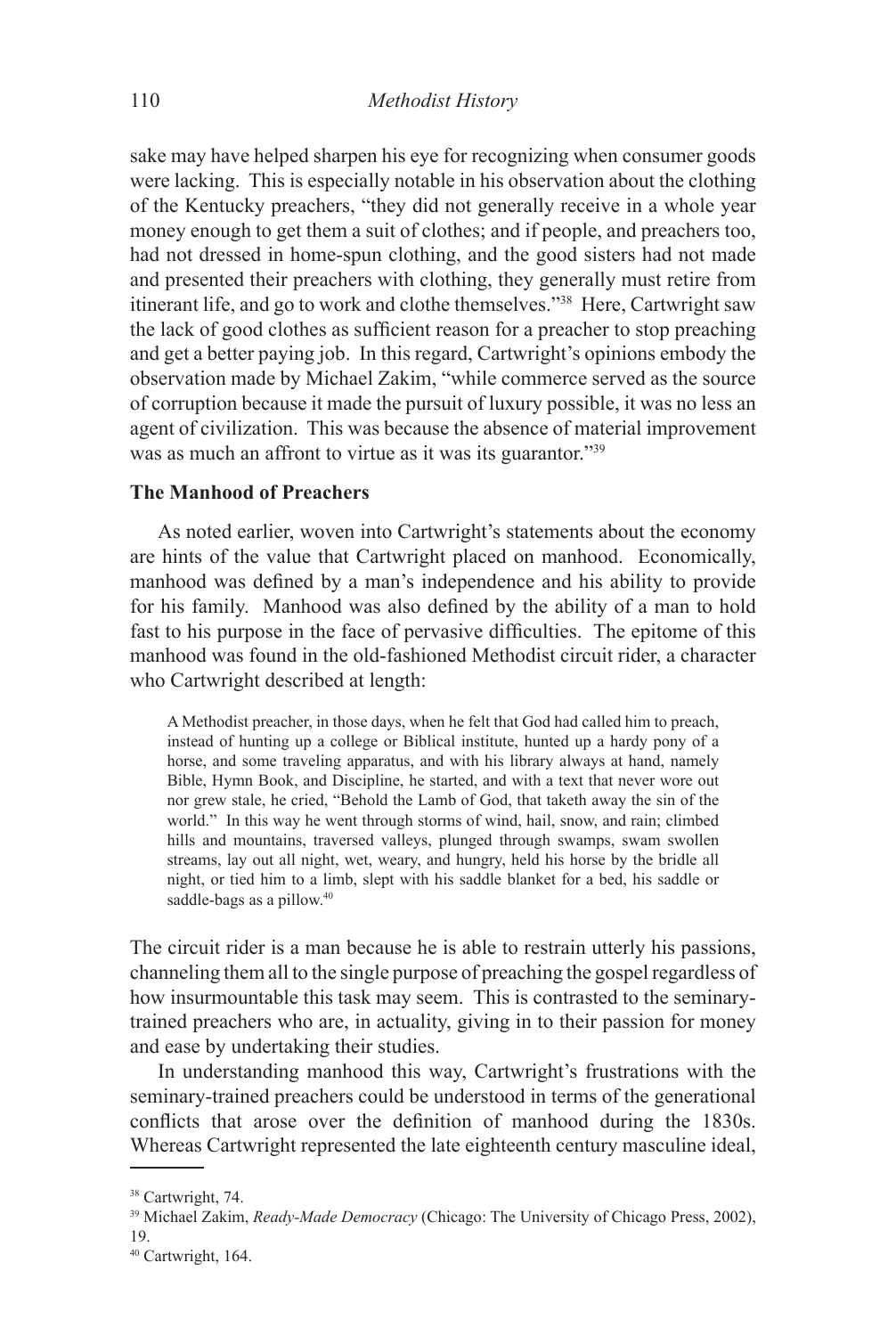sake may have helped sharpen his eye for recognizing when consumer goods were lacking. This is especially notable in his observation about the clothing of the Kentucky preachers, "they did not generally receive in a whole year money enough to get them a suit of clothes; and if people, and preachers too, had not dressed in home-spun clothing, and the good sisters had not made and presented their preachers with clothing, they generally must retire from itinerant life, and go to work and clothe themselves."[38] Here, Cartwright saw the lack of good clothes as sufficient reason for a preacher to stop preaching and get a better paying job. In this regard, Cartwright's opinions embody the observation made by Michael Zakim, "while commerce served as the source of corruption because it made the pursuit of luxury possible, it was no less an agent of civilization. This was because the absence of material improvement was as much an affront to virtue as it was its guarantor."[39]

### The Manhood of Preachers

As noted earlier, woven into Cartwright's statements about the economy are hints of the value that Cartwright placed on manhood. Economically, manhood was defined by a man's independence and his ability to provide for his family. Manhood was also defined by the ability of a man to hold fast to his purpose in the face of pervasive difficulties. The epitome of this manhood was found in the old-fashioned Methodist circuit rider, a character who Cartwright described at length:

> A Methodist preacher, in those days, when he felt that God had called him to preach, instead of hunting up a college or Biblical institute, hunted up a hardy pony of a horse, and some traveling apparatus, and with his library always at hand, namely Bible, Hymn Book, and Discipline, he started, and with a text that never wore out nor grew stale, he cried, "Behold the Lamb of God, that taketh away the sin of the world." In this way he went through storms of wind, hail, snow, and rain; climbed hills and mountains, traversed valleys, plunged through swamps, swam swollen streams, lay out all night, wet, weary, and hungry, held his horse by the bridle all night, or tied him to a limb, slept with his saddle blanket for a bed, his saddle or saddle-bags as a pillow.[40]

The circuit rider is a man because he is able to restrain utterly his passions, channeling them all to the single purpose of preaching the gospel regardless of how insurmountable this task may seem. This is contrasted to the seminary-trained preachers who are, in actuality, giving in to their passion for money and ease by undertaking their studies.

In understanding manhood this way, Cartwright's frustrations with the seminary-trained preachers could be understood in terms of the generational conflicts that arose over the definition of manhood during the 1830s. Whereas Cartwright represented the late eighteenth century masculine ideal,

---

[38] Cartwright, 74.

[39] Michael Zakim, *Ready-Made Democracy* (Chicago: The University of Chicago Press, 2002), 19.

[40] Cartwright, 164.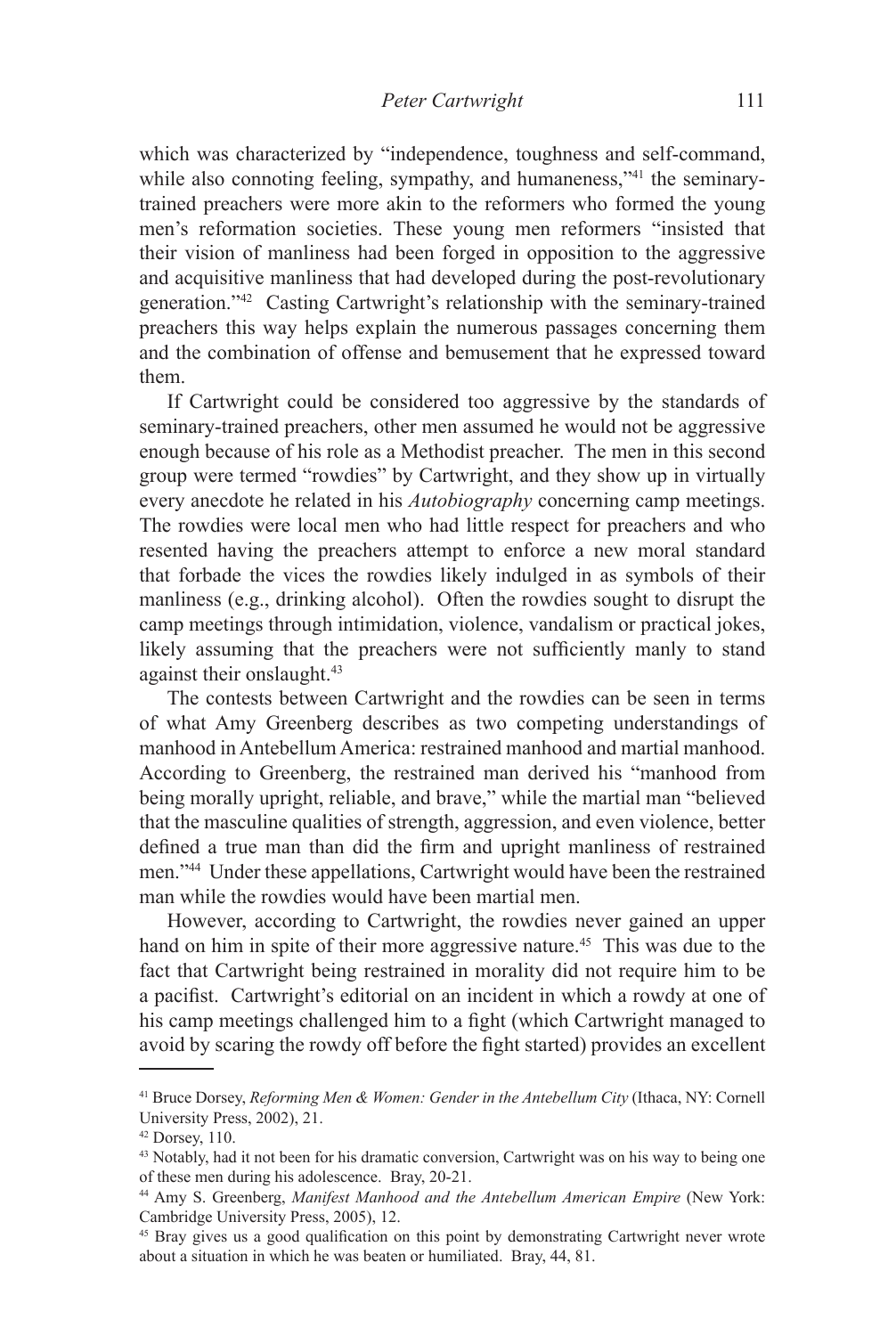which was characterized by "independence, toughness and self-command, while also connoting feeling, sympathy, and humaneness,"[41] the seminary-trained preachers were more akin to the reformers who formed the young men's reformation societies. These young men reformers "insisted that their vision of manliness had been forged in opposition to the aggressive and acquisitive manliness that had developed during the post-revolutionary generation."[42] Casting Cartwright's relationship with the seminary-trained preachers this way helps explain the numerous passages concerning them and the combination of offense and bemusement that he expressed toward them.

If Cartwright could be considered too aggressive by the standards of seminary-trained preachers, other men assumed he would not be aggressive enough because of his role as a Methodist preacher. The men in this second group were termed "rowdies" by Cartwright, and they show up in virtually every anecdote he related in his *Autobiography* concerning camp meetings. The rowdies were local men who had little respect for preachers and who resented having the preachers attempt to enforce a new moral standard that forbade the vices the rowdies likely indulged in as symbols of their manliness (e.g., drinking alcohol). Often the rowdies sought to disrupt the camp meetings through intimidation, violence, vandalism or practical jokes, likely assuming that the preachers were not sufficiently manly to stand against their onslaught.[43]

The contests between Cartwright and the rowdies can be seen in terms of what Amy Greenberg describes as two competing understandings of manhood in Antebellum America: restrained manhood and martial manhood. According to Greenberg, the restrained man derived his "manhood from being morally upright, reliable, and brave," while the martial man "believed that the masculine qualities of strength, aggression, and even violence, better defined a true man than did the firm and upright manliness of restrained men."[44] Under these appellations, Cartwright would have been the restrained man while the rowdies would have been martial men.

However, according to Cartwright, the rowdies never gained an upper hand on him in spite of their more aggressive nature.[45] This was due to the fact that Cartwright being restrained in morality did not require him to be a pacifist. Cartwright's editorial on an incident in which a rowdy at one of his camp meetings challenged him to a fight (which Cartwright managed to avoid by scaring the rowdy off before the fight started) provides an excellent

---

[41] Bruce Dorsey, *Reforming Men & Women: Gender in the Antebellum City* (Ithaca, NY: Cornell University Press, 2002), 21.

[42] Dorsey, 110.

[43] Notably, had it not been for his dramatic conversion, Cartwright was on his way to being one of these men during his adolescence. Bray, 20-21.

[44] Amy S. Greenberg, *Manifest Manhood and the Antebellum American Empire* (New York: Cambridge University Press, 2005), 12.

[45] Bray gives us a good qualification on this point by demonstrating Cartwright never wrote about a situation in which he was beaten or humiliated. Bray, 44, 81.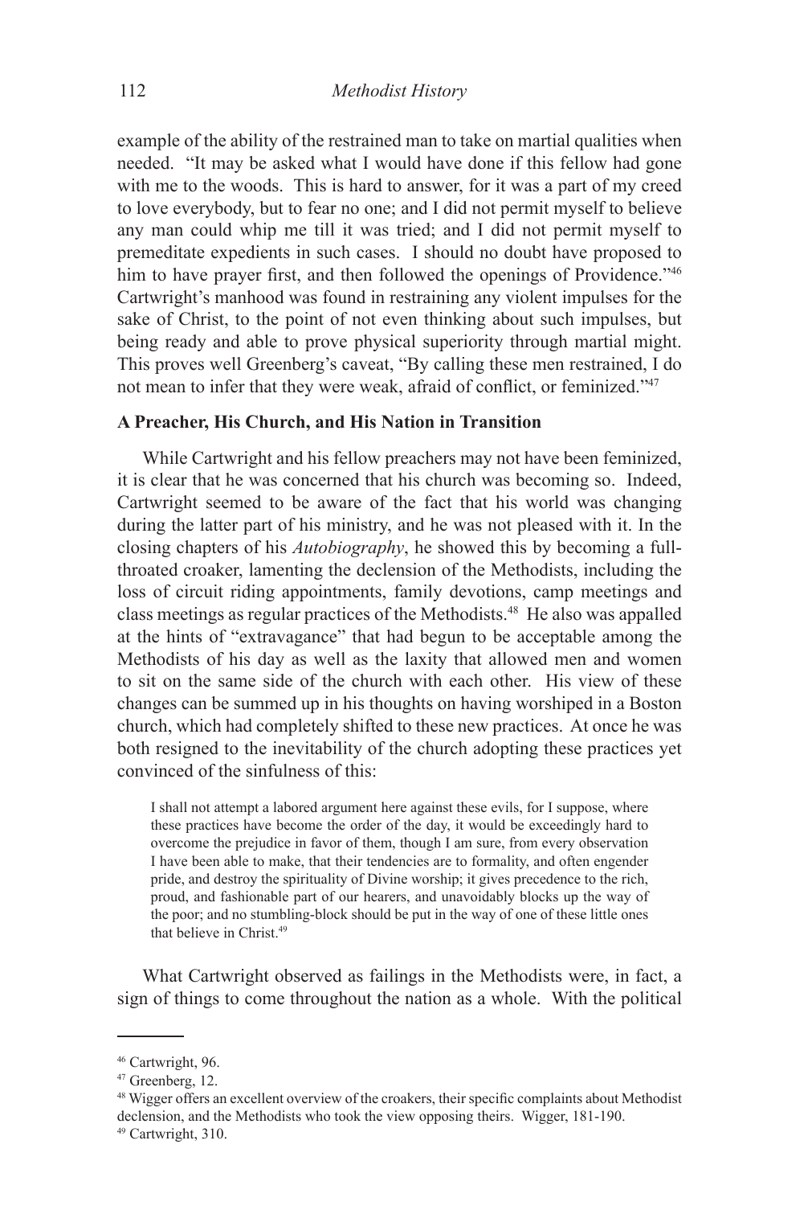example of the ability of the restrained man to take on martial qualities when needed. "It may be asked what I would have done if this fellow had gone with me to the woods. This is hard to answer, for it was a part of my creed to love everybody, but to fear no one; and I did not permit myself to believe any man could whip me till it was tried; and I did not permit myself to premeditate expedients in such cases. I should no doubt have proposed to him to have prayer first, and then followed the openings of Providence."[46] Cartwright's manhood was found in restraining any violent impulses for the sake of Christ, to the point of not even thinking about such impulses, but being ready and able to prove physical superiority through martial might. This proves well Greenberg's caveat, "By calling these men restrained, I do not mean to infer that they were weak, afraid of conflict, or feminized."[47]

### A Preacher, His Church, and His Nation in Transition

While Cartwright and his fellow preachers may not have been feminized, it is clear that he was concerned that his church was becoming so. Indeed, Cartwright seemed to be aware of the fact that his world was changing during the latter part of his ministry, and he was not pleased with it. In the closing chapters of his *Autobiography*, he showed this by becoming a full-throated croaker, lamenting the declension of the Methodists, including the loss of circuit riding appointments, family devotions, camp meetings and class meetings as regular practices of the Methodists.[48] He also was appalled at the hints of "extravagance" that had begun to be acceptable among the Methodists of his day as well as the laxity that allowed men and women to sit on the same side of the church with each other. His view of these changes can be summed up in his thoughts on having worshiped in a Boston church, which had completely shifted to these new practices. At once he was both resigned to the inevitability of the church adopting these practices yet convinced of the sinfulness of this:

> I shall not attempt a labored argument here against these evils, for I suppose, where these practices have become the order of the day, it would be exceedingly hard to overcome the prejudice in favor of them, though I am sure, from every observation I have been able to make, that their tendencies are to formality, and often engender pride, and destroy the spirituality of Divine worship; it gives precedence to the rich, proud, and fashionable part of our hearers, and unavoidably blocks up the way of the poor; and no stumbling-block should be put in the way of one of these little ones that believe in Christ.[49]

What Cartwright observed as failings in the Methodists were, in fact, a sign of things to come throughout the nation as a whole. With the political

---

[46] Cartwright, 96.

[47] Greenberg, 12.

[48] Wigger offers an excellent overview of the croakers, their specific complaints about Methodist declension, and the Methodists who took the view opposing theirs. Wigger, 181-190.

[49] Cartwright, 310.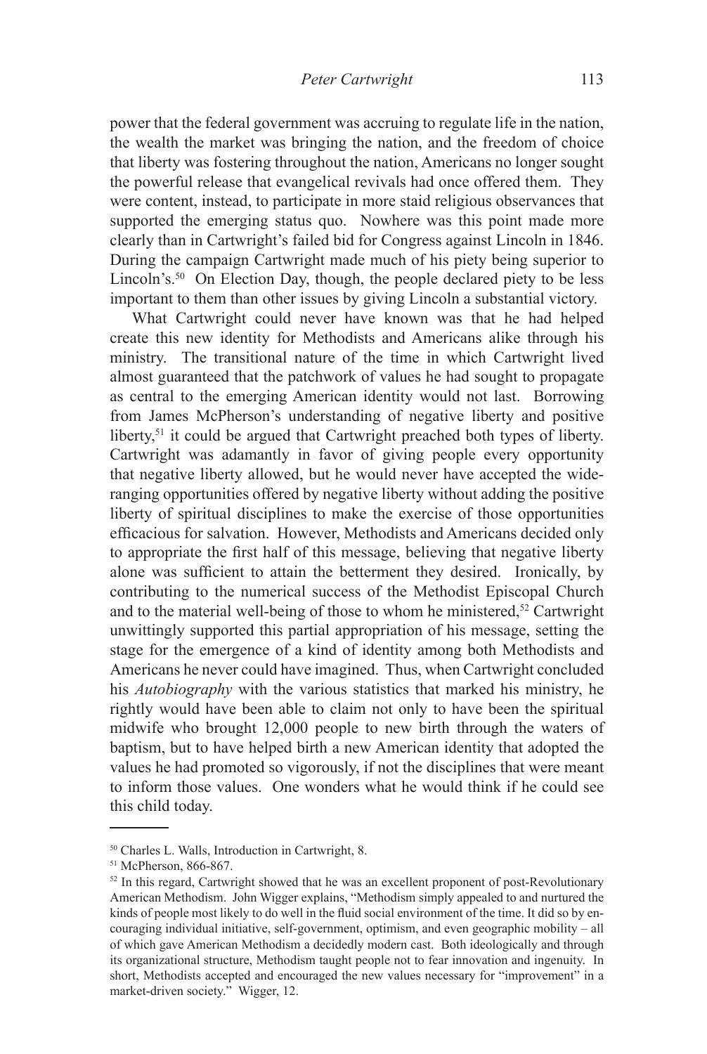power that the federal government was accruing to regulate life in the nation, the wealth the market was bringing the nation, and the freedom of choice that liberty was fostering throughout the nation, Americans no longer sought the powerful release that evangelical revivals had once offered them. They were content, instead, to participate in more staid religious observances that supported the emerging status quo. Nowhere was this point made more clearly than in Cartwright's failed bid for Congress against Lincoln in 1846. During the campaign Cartwright made much of his piety being superior to Lincoln's.[50] On Election Day, though, the people declared piety to be less important to them than other issues by giving Lincoln a substantial victory.

What Cartwright could never have known was that he had helped create this new identity for Methodists and Americans alike through his ministry. The transitional nature of the time in which Cartwright lived almost guaranteed that the patchwork of values he had sought to propagate as central to the emerging American identity would not last. Borrowing from James McPherson's understanding of negative liberty and positive liberty,[51] it could be argued that Cartwright preached both types of liberty. Cartwright was adamantly in favor of giving people every opportunity that negative liberty allowed, but he would never have accepted the wide-ranging opportunities offered by negative liberty without adding the positive liberty of spiritual disciplines to make the exercise of those opportunities efficacious for salvation. However, Methodists and Americans decided only to appropriate the first half of this message, believing that negative liberty alone was sufficient to attain the betterment they desired. Ironically, by contributing to the numerical success of the Methodist Episcopal Church and to the material well-being of those to whom he ministered,[52] Cartwright unwittingly supported this partial appropriation of his message, setting the stage for the emergence of a kind of identity among both Methodists and Americans he never could have imagined. Thus, when Cartwright concluded his *Autobiography* with the various statistics that marked his ministry, he rightly would have been able to claim not only to have been the spiritual midwife who brought 12,000 people to new birth through the waters of baptism, but to have helped birth a new American identity that adopted the values he had promoted so vigorously, if not the disciplines that were meant to inform those values. One wonders what he would think if he could see this child today.

---

[50] Charles L. Walls, Introduction in Cartwright, 8.

[51] McPherson, 866-867.

[52] In this regard, Cartwright showed that he was an excellent proponent of post-Revolutionary American Methodism. John Wigger explains, "Methodism simply appealed to and nurtured the kinds of people most likely to do well in the fluid social environment of the time. It did so by encouraging individual initiative, self-government, optimism, and even geographic mobility – all of which gave American Methodism a decidedly modern cast. Both ideologically and through its organizational structure, Methodism taught people not to fear innovation and ingenuity. In short, Methodists accepted and encouraged the new values necessary for "improvement" in a market-driven society." Wigger, 12.